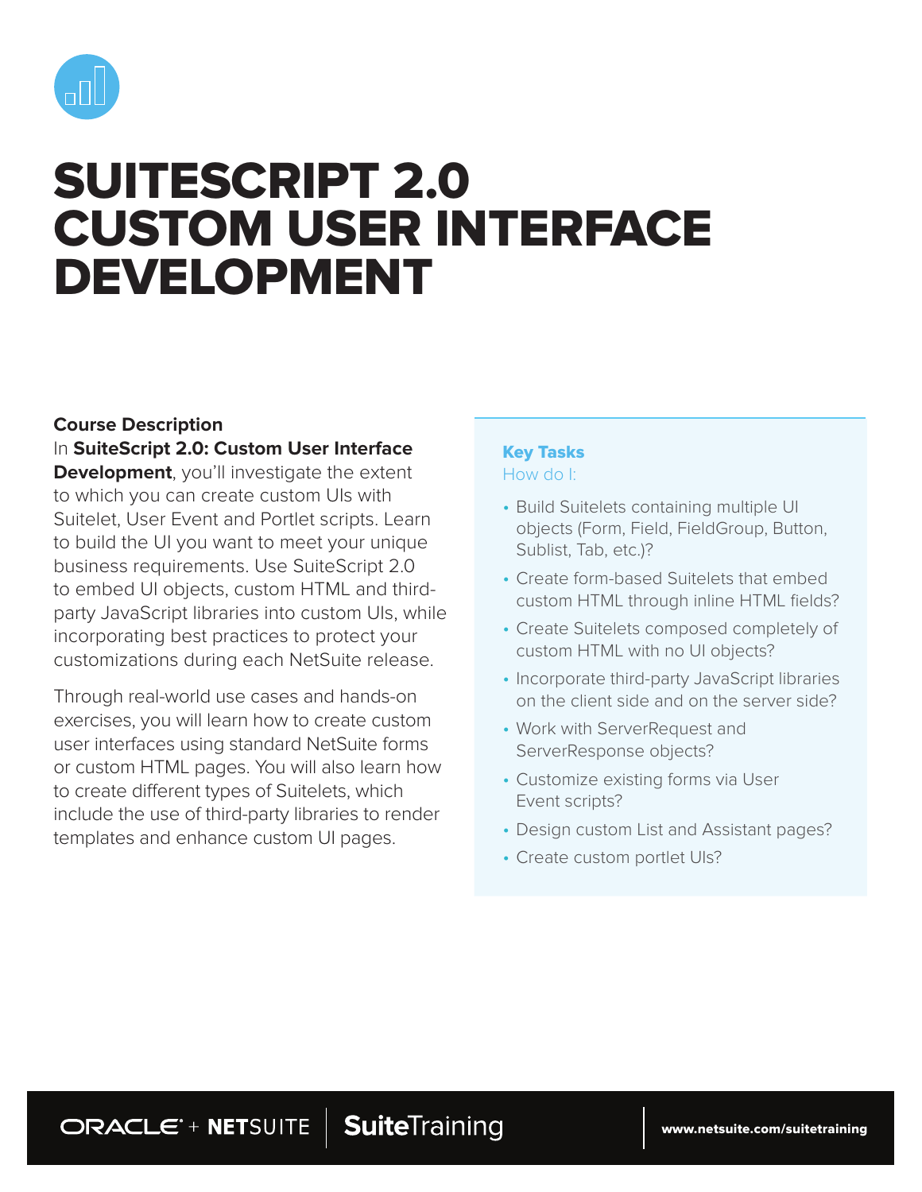# SUITESCRIPT 2.0 CUSTOM USER INTERFACE DEVELOPMENT

### Course Description

In **SuiteScript 2.0: Custom User Interface Development**, you'll investigate the extent to which you can create custom UIs with Suitelet, User Event and Portlet scripts. Learn to build the UI you want to meet your unique business requirements. Use SuiteScript 2.0 to embed UI objects, custom HTML and third-party JavaScript libraries into custom UIs, while incorporating best practices to protect your customizations during each NetSuite release.

Through real-world use cases and hands-on exercises, you will learn how to create custom user interfaces using standard NetSuite forms or custom HTML pages. You will also learn how to create different types of Suitelets, which include the use of third-party libraries to render templates and enhance custom UI pages.

### Key Tasks

How do I:

- Build Suitelets containing multiple UI objects (Form, Field, FieldGroup, Button, Sublist, Tab, etc.)?
- Create form-based Suitelets that embed custom HTML through inline HTML fields?
- Create Suitelets composed completely of custom HTML with no UI objects?
- Incorporate third-party JavaScript libraries on the client side and on the server side?
- Work with ServerRequest and ServerResponse objects?
- Customize existing forms via User Event scripts?
- Design custom List and Assistant pages?
- Create custom portlet UIs?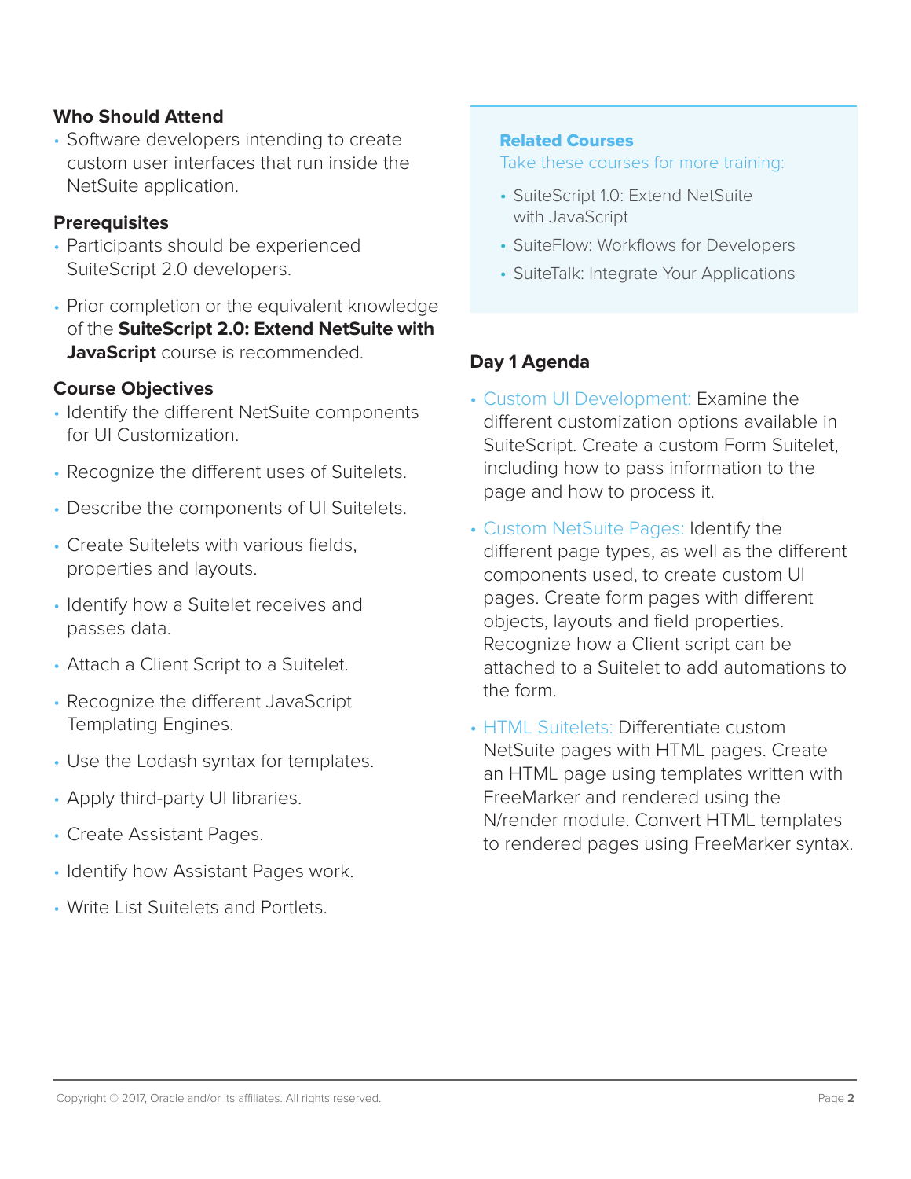### Who Should Attend

- Software developers intending to create custom user interfaces that run inside the NetSuite application.

### Prerequisites

- Participants should be experienced SuiteScript 2.0 developers.
- Prior completion or the equivalent knowledge of the **SuiteScript 2.0: Extend NetSuite with JavaScript** course is recommended.

### Course Objectives

- Identify the different NetSuite components for UI Customization.
- Recognize the different uses of Suitelets.
- Describe the components of UI Suitelets.
- Create Suitelets with various fields, properties and layouts.
- Identify how a Suitelet receives and passes data.
- Attach a Client Script to a Suitelet.
- Recognize the different JavaScript Templating Engines.
- Use the Lodash syntax for templates.
- Apply third-party UI libraries.
- Create Assistant Pages.
- Identify how Assistant Pages work.
- Write List Suitelets and Portlets.

### Related Courses

Take these courses for more training:

- SuiteScript 1.0: Extend NetSuite with JavaScript
- SuiteFlow: Workflows for Developers
- SuiteTalk: Integrate Your Applications

### Day 1 Agenda

- Custom UI Development: Examine the different customization options available in SuiteScript. Create a custom Form Suitelet, including how to pass information to the page and how to process it.
- Custom NetSuite Pages: Identify the different page types, as well as the different components used, to create custom UI pages. Create form pages with different objects, layouts and field properties. Recognize how a Client script can be attached to a Suitelet to add automations to the form.
- HTML Suitelets: Differentiate custom NetSuite pages with HTML pages. Create an HTML page using templates written with FreeMarker and rendered using the N/render module. Convert HTML templates to rendered pages using FreeMarker syntax.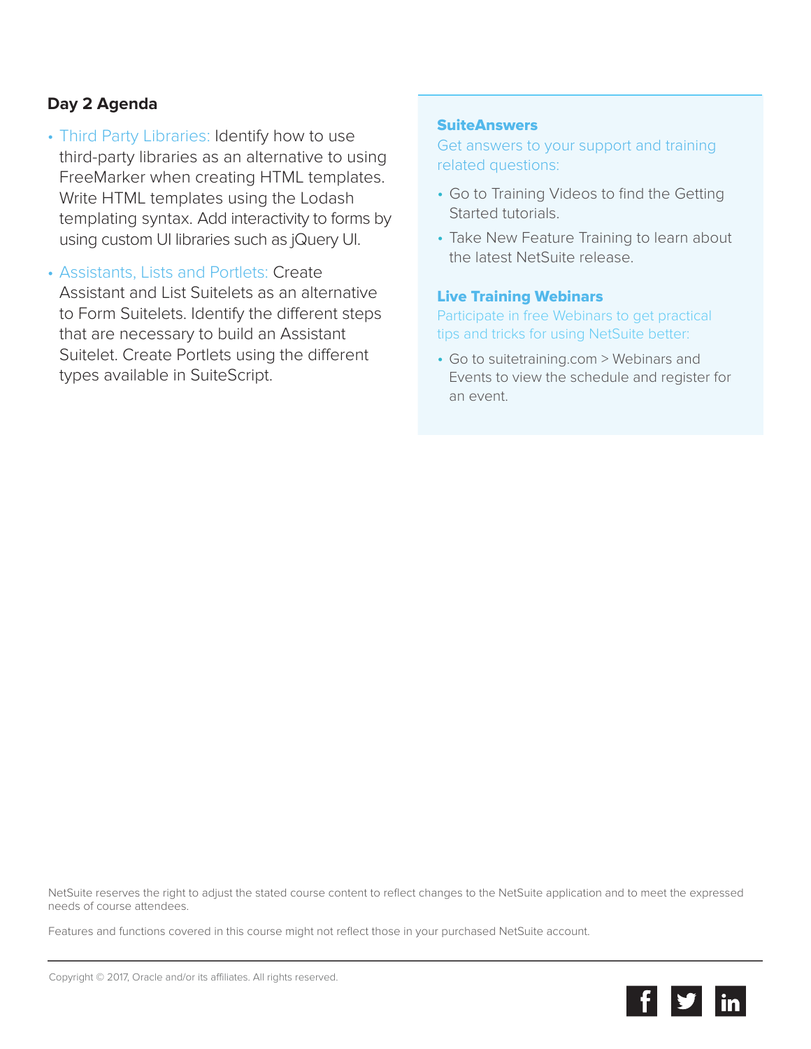## Day 2 Agenda

- Third Party Libraries: Identify how to use third-party libraries as an alternative to using FreeMarker when creating HTML templates. Write HTML templates using the Lodash templating syntax. Add interactivity to forms by using custom UI libraries such as jQuery UI.
- Assistants, Lists and Portlets: Create Assistant and List Suitelets as an alternative to Form Suitelets. Identify the different steps that are necessary to build an Assistant Suitelet. Create Portlets using the different types available in SuiteScript.

### SuiteAnswers

Get answers to your support and training related questions:

- Go to Training Videos to find the Getting Started tutorials.
- Take New Feature Training to learn about the latest NetSuite release.

### Live Training Webinars

Participate in free Webinars to get practical tips and tricks for using NetSuite better:

- Go to suitetraining.com > Webinars and Events to view the schedule and register for an event.

NetSuite reserves the right to adjust the stated course content to reflect changes to the NetSuite application and to meet the expressed needs of course attendees.

Features and functions covered in this course might not reflect those in your purchased NetSuite account.

Copyright © 2017, Oracle and/or its affiliates. All rights reserved.